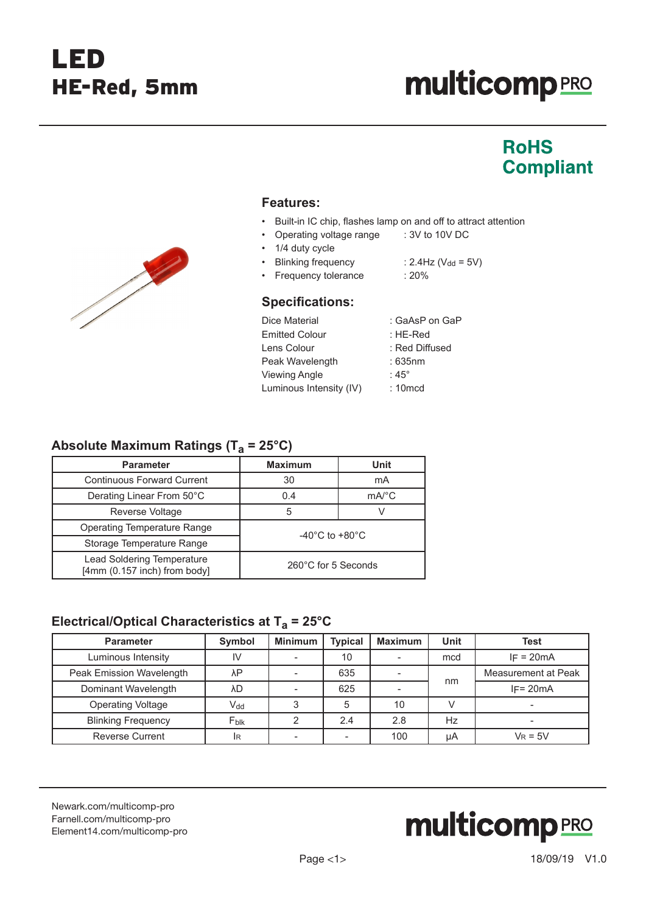# LED
## HE-Red, 5mm

multicomp PRO

**RoHS Compliant**

### Features:

- Built-in IC chip, flashes lamp on and off to attract attention
- Operating voltage range : 3V to 10V DC
- 1/4 duty cycle
- Blinking frequency : 2.4Hz ($V_{dd}$ = 5V)
- Frequency tolerance : 20%

### Specifications:

| | |
|---|---|
| Dice Material | : GaAsP on GaP |
| Emitted Colour | : HE-Red |
| Lens Colour | : Red Diffused |
| Peak Wavelength | : 635nm |
| Viewing Angle | : 45° |
| Luminous Intensity (IV) | : 10mcd |

### Absolute Maximum Ratings ($T_a$ = 25°C)

| Parameter | Maximum | Unit |
|---|---|---|
| Continuous Forward Current | 30 | mA |
| Derating Linear From 50°C | 0.4 | mA/°C |
| Reverse Voltage | 5 | V |
| Operating Temperature Range | -40°C to +80°C | |
| Storage Temperature Range | -40°C to +80°C | |
| Lead Soldering Temperature [4mm (0.157 inch) from body] | 260°C for 5 Seconds | |

### Electrical/Optical Characteristics at $T_a$ = 25°C

| Parameter | Symbol | Minimum | Typical | Maximum | Unit | Test |
|---|---|---|---|---|---|---|
| Luminous Intensity | IV | - | 10 | - | mcd | $I_F$ = 20mA |
| Peak Emission Wavelength | λP | - | 635 | - | nm | Measurement at Peak |
| Dominant Wavelength | λD | - | 625 | - | nm | $I_F$= 20mA |
| Operating Voltage | $V_{dd}$ | 3 | 5 | 10 | V | - |
| Blinking Frequency | $F_{blk}$ | 2 | 2.4 | 2.8 | Hz | - |
| Reverse Current | $I_R$ | - | - | 100 | µA | $V_R$ = 5V |

Newark.com/multicomp-pro
Farnell.com/multicomp-pro
Element14.com/multicomp-pro

18/09/19 V1.0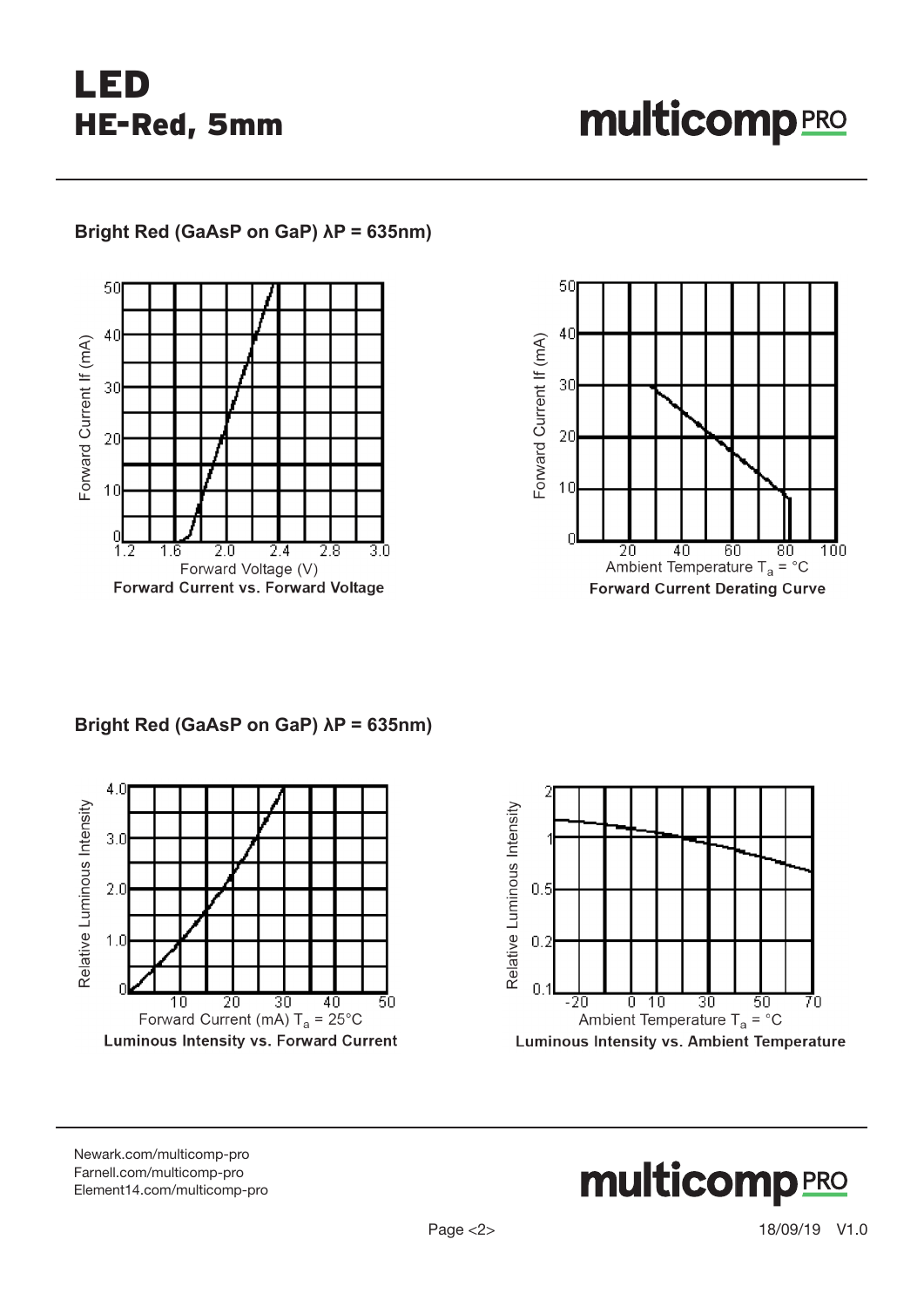# LED
## HE-Red, 5mm

### Bright Red (GaAsP on GaP) λP = 635nm)

Forward Current If (mA)
50
40
30
20
10
0
1.2 1.6 2.0 2.4 2.8 3.0
Forward Voltage (V)
**Forward Current vs. Forward Voltage**

Forward Current If (mA)
50
40
30
20
10
0
20 40 60 80 100
Ambient Temperature $T_a$ = °C
**Forward Current Derating Curve**

### Bright Red (GaAsP on GaP) λP = 635nm)

Relative Luminous Intensity
4.0
3.0
2.0
1.0
0
10 20 30 40 50
Forward Current (mA) $T_a$ = 25°C
**Luminous Intensity vs. Forward Current**

Relative Luminous Intensity
2
1
0.5
0.2
0.1
-20 0 10 30 50 70
Ambient Temperature $T_a$ = °C
**Luminous Intensity vs. Ambient Temperature**

Newark.com/multicomp-pro
Farnell.com/multicomp-pro
Element14.com/multicomp-pro

18/09/19 V1.0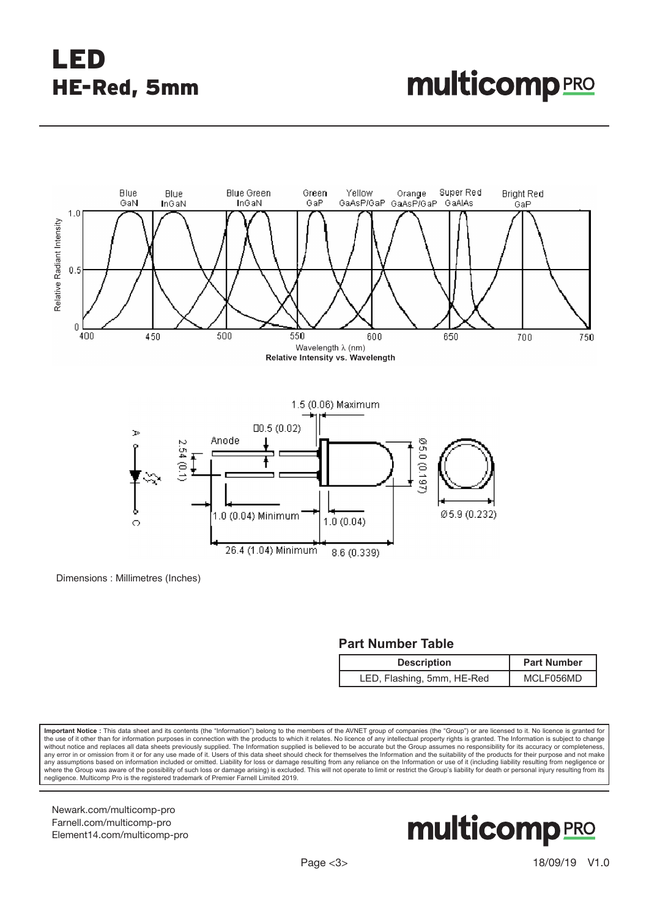# LED
## HE-Red, 5mm

Blue GaN
Blue InGaN
Blue Green InGaN
Green GaP
Yellow GaAsP/GaP
Orange GaAsP/GaP
Super Red GaAlAs
Bright Red GaP

Relative Radiant Intensity
1.0
0.5
0
400 450 500 550 600 650 700 750
Wavelength λ (nm)

**Relative Intensity vs. Wavelength**

1.5 (0.06) Maximum
□0.5 (0.02)
Anode
2.54 (0.1)
A
C
Ø5.0 (0.197)
Ø5.9 (0.232)
1.0 (0.04) Minimum
1.0 (0.04)
26.4 (1.04) Minimum
8.6 (0.339)

Dimensions : Millimetres (Inches)

### Part Number Table

| Description | Part Number |
| --- | --- |
| LED, Flashing, 5mm, HE-Red | MCLF056MD |

**Important Notice :** This data sheet and its contents (the "Information") belong to the members of the AVNET group of companies (the "Group") or are licensed to it. No licence is granted for the use of it other than for information purposes in connection with the products to which it relates. No licence of any intellectual property rights is granted. The Information is subject to change without notice and replaces all data sheets previously supplied. The Information supplied is believed to be accurate but the Group assumes no responsibility for its accuracy or completeness, any error in or omission from it or for any use made of it. Users of this data sheet should check for themselves the Information and the suitability of the products for their purpose and not make any assumptions based on information included or omitted. Liability for loss or damage resulting from any reliance on the Information or use of it (including liability resulting from negligence or where the Group was aware of the possibility of such loss or damage arising) is excluded. This will not operate to limit or restrict the Group's liability for death or personal injury resulting from its negligence. Multicomp Pro is the registered trademark of Premier Farnell Limited 2019.

Newark.com/multicomp-pro
Farnell.com/multicomp-pro
Element14.com/multicomp-pro

18/09/19 V1.0